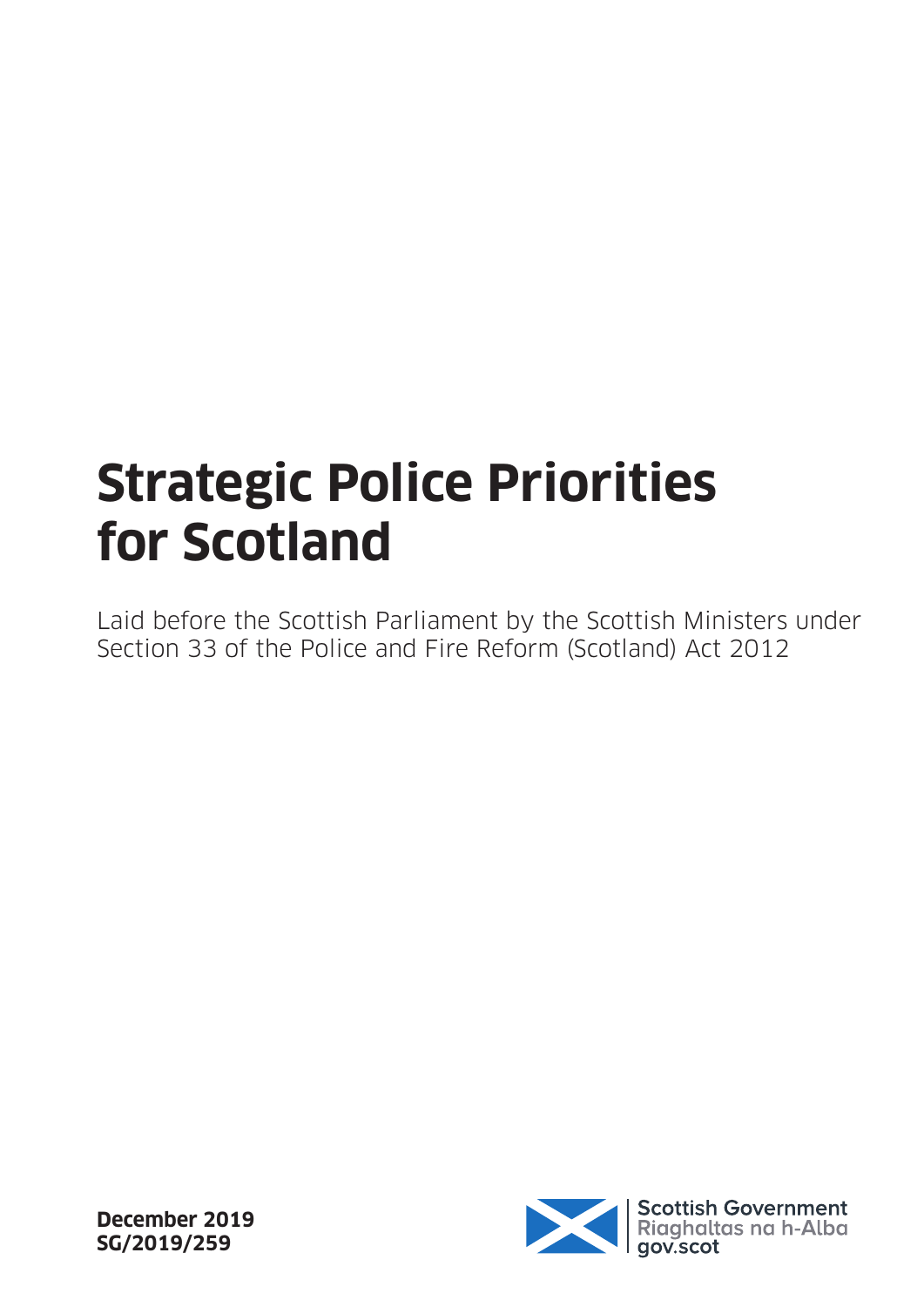# Strategic Police Priorities for Scotland

Laid before the Scottish Parliament by the Scottish Ministers under Section 33 of the Police and Fire Reform (Scotland) Act 2012

**December 2019**
**SG/2019/259**

Scottish Government
Riaghaltas na h-Alba
gov.scot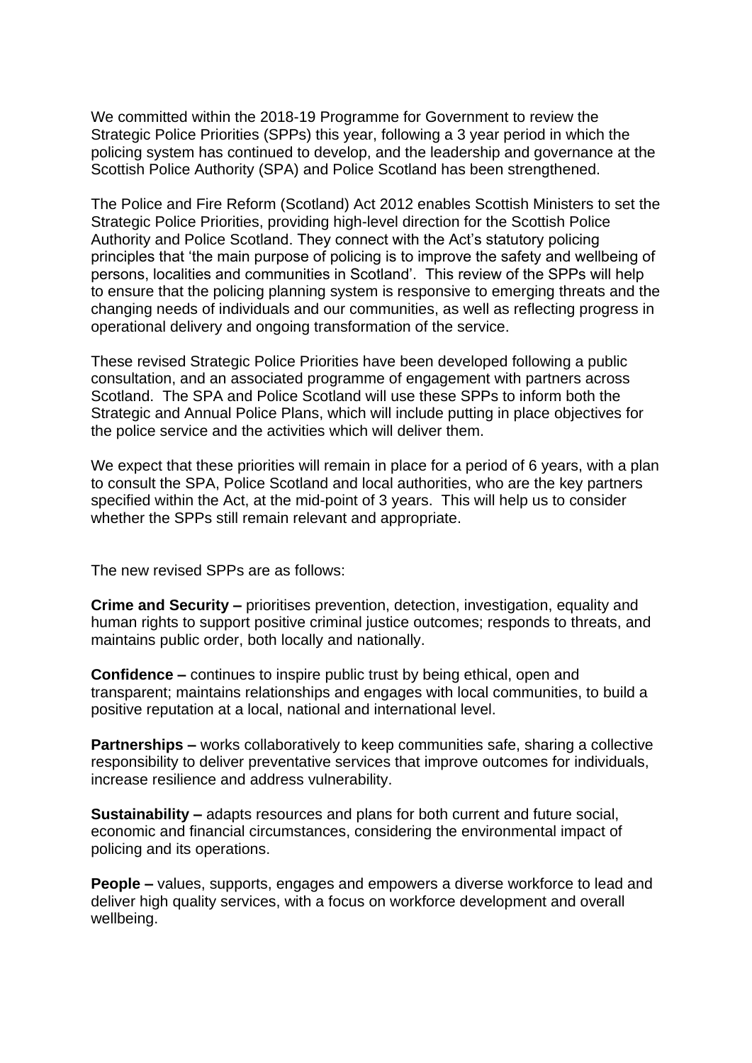We committed within the 2018-19 Programme for Government to review the Strategic Police Priorities (SPPs) this year, following a 3 year period in which the policing system has continued to develop, and the leadership and governance at the Scottish Police Authority (SPA) and Police Scotland has been strengthened.

The Police and Fire Reform (Scotland) Act 2012 enables Scottish Ministers to set the Strategic Police Priorities, providing high-level direction for the Scottish Police Authority and Police Scotland. They connect with the Act's statutory policing principles that 'the main purpose of policing is to improve the safety and wellbeing of persons, localities and communities in Scotland'. This review of the SPPs will help to ensure that the policing planning system is responsive to emerging threats and the changing needs of individuals and our communities, as well as reflecting progress in operational delivery and ongoing transformation of the service.

These revised Strategic Police Priorities have been developed following a public consultation, and an associated programme of engagement with partners across Scotland. The SPA and Police Scotland will use these SPPs to inform both the Strategic and Annual Police Plans, which will include putting in place objectives for the police service and the activities which will deliver them.

We expect that these priorities will remain in place for a period of 6 years, with a plan to consult the SPA, Police Scotland and local authorities, who are the key partners specified within the Act, at the mid-point of 3 years. This will help us to consider whether the SPPs still remain relevant and appropriate.

The new revised SPPs are as follows:

**Crime and Security –** prioritises prevention, detection, investigation, equality and human rights to support positive criminal justice outcomes; responds to threats, and maintains public order, both locally and nationally.

**Confidence –** continues to inspire public trust by being ethical, open and transparent; maintains relationships and engages with local communities, to build a positive reputation at a local, national and international level.

**Partnerships –** works collaboratively to keep communities safe, sharing a collective responsibility to deliver preventative services that improve outcomes for individuals, increase resilience and address vulnerability.

**Sustainability –** adapts resources and plans for both current and future social, economic and financial circumstances, considering the environmental impact of policing and its operations.

**People –** values, supports, engages and empowers a diverse workforce to lead and deliver high quality services, with a focus on workforce development and overall wellbeing.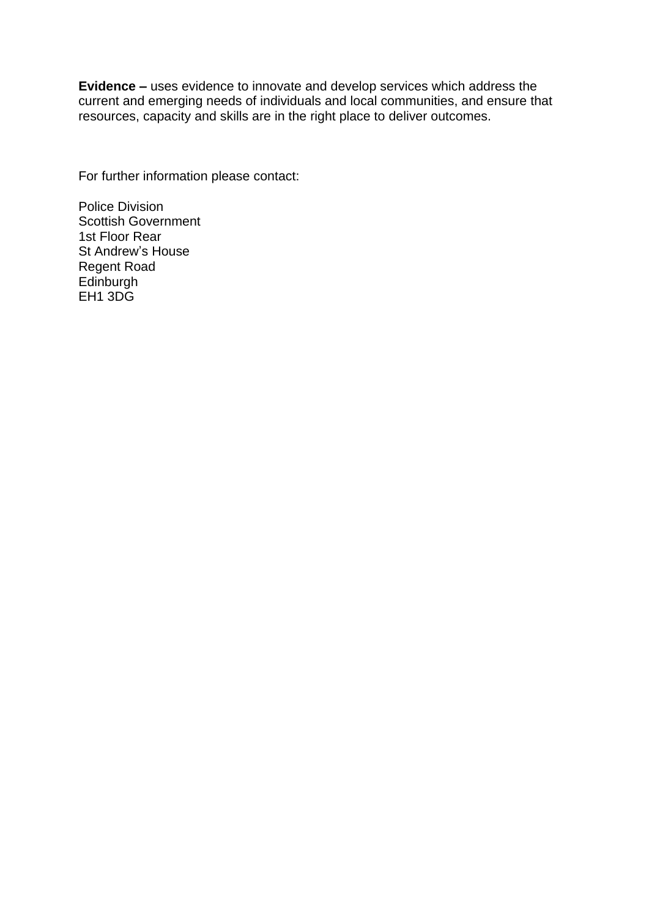**Evidence –** uses evidence to innovate and develop services which address the current and emerging needs of individuals and local communities, and ensure that resources, capacity and skills are in the right place to deliver outcomes.

For further information please contact:

Police Division
Scottish Government
1st Floor Rear
St Andrew's House
Regent Road
Edinburgh
EH1 3DG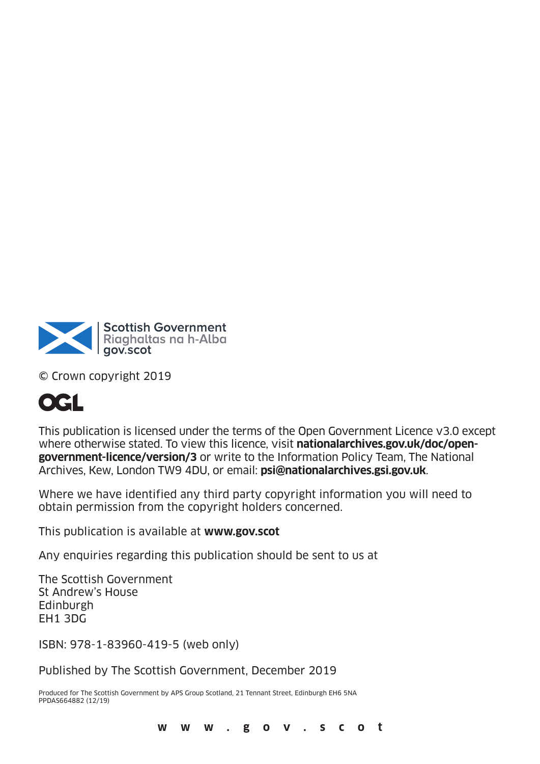Scottish Government
Riaghaltas na h-Alba
gov.scot

© Crown copyright 2019

OGL

This publication is licensed under the terms of the Open Government Licence v3.0 except where otherwise stated. To view this licence, visit **nationalarchives.gov.uk/doc/open-government-licence/version/3** or write to the Information Policy Team, The National Archives, Kew, London TW9 4DU, or email: **psi@nationalarchives.gsi.gov.uk**.

Where we have identified any third party copyright information you will need to obtain permission from the copyright holders concerned.

This publication is available at **www.gov.scot**

Any enquiries regarding this publication should be sent to us at

The Scottish Government
St Andrew's House
Edinburgh
EH1 3DG

ISBN: 978-1-83960-419-5 (web only)

Published by The Scottish Government, December 2019

Produced for The Scottish Government by APS Group Scotland, 21 Tennant Street, Edinburgh EH6 5NA
PPDAS664882 (12/19)

**w w w . g o v . s c o t**